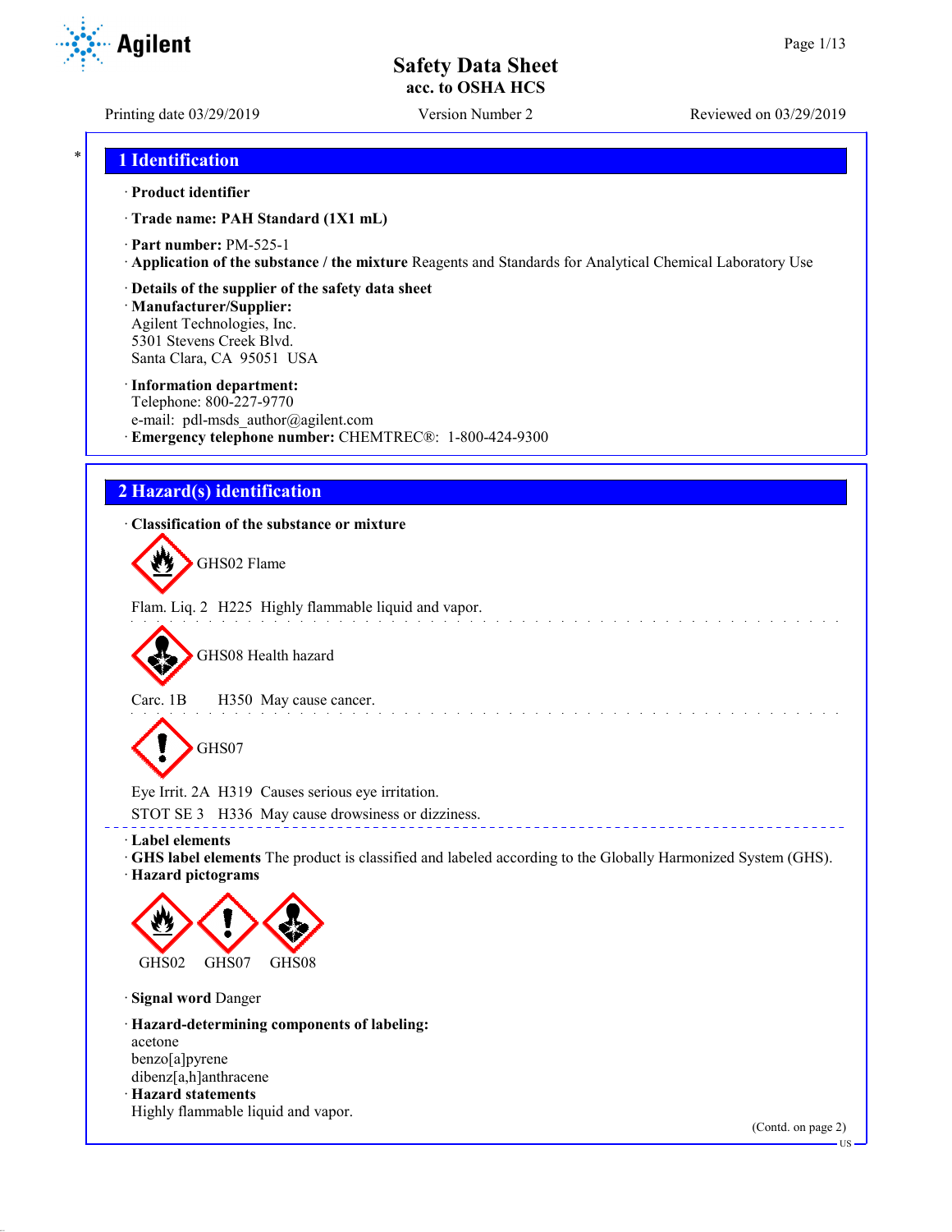# Safety Data Sheet
acc. to OSHA HCS

Printing date 03/29/2019 Version Number 2 Reviewed on 03/29/2019

## 1 Identification

· **Product identifier**

· **Trade name: PAH Standard (1X1 mL)**

· **Part number:** PM-525-1

· **Application of the substance / the mixture** Reagents and Standards for Analytical Chemical Laboratory Use

· **Details of the supplier of the safety data sheet**

· **Manufacturer/Supplier:**
Agilent Technologies, Inc.
5301 Stevens Creek Blvd.
Santa Clara, CA 95051 USA

· **Information department:**
Telephone: 800-227-9770
e-mail: pdl-msds_author@agilent.com

· **Emergency telephone number:** CHEMTREC®: 1-800-424-9300

## 2 Hazard(s) identification

· **Classification of the substance or mixture**

GHS02 Flame

Flam. Liq. 2 H225 Highly flammable liquid and vapor.

GHS08 Health hazard

Carc. 1B H350 May cause cancer.

GHS07

Eye Irrit. 2A H319 Causes serious eye irritation.

STOT SE 3 H336 May cause drowsiness or dizziness.

· **Label elements**

· **GHS label elements** The product is classified and labeled according to the Globally Harmonized System (GHS).

· **Hazard pictograms**

GHS02 GHS07 GHS08

· **Signal word** Danger

· **Hazard-determining components of labeling:**
acetone
benzo[a]pyrene
dibenz[a,h]anthracene

· **Hazard statements**
Highly flammable liquid and vapor.

(Contd. on page 2)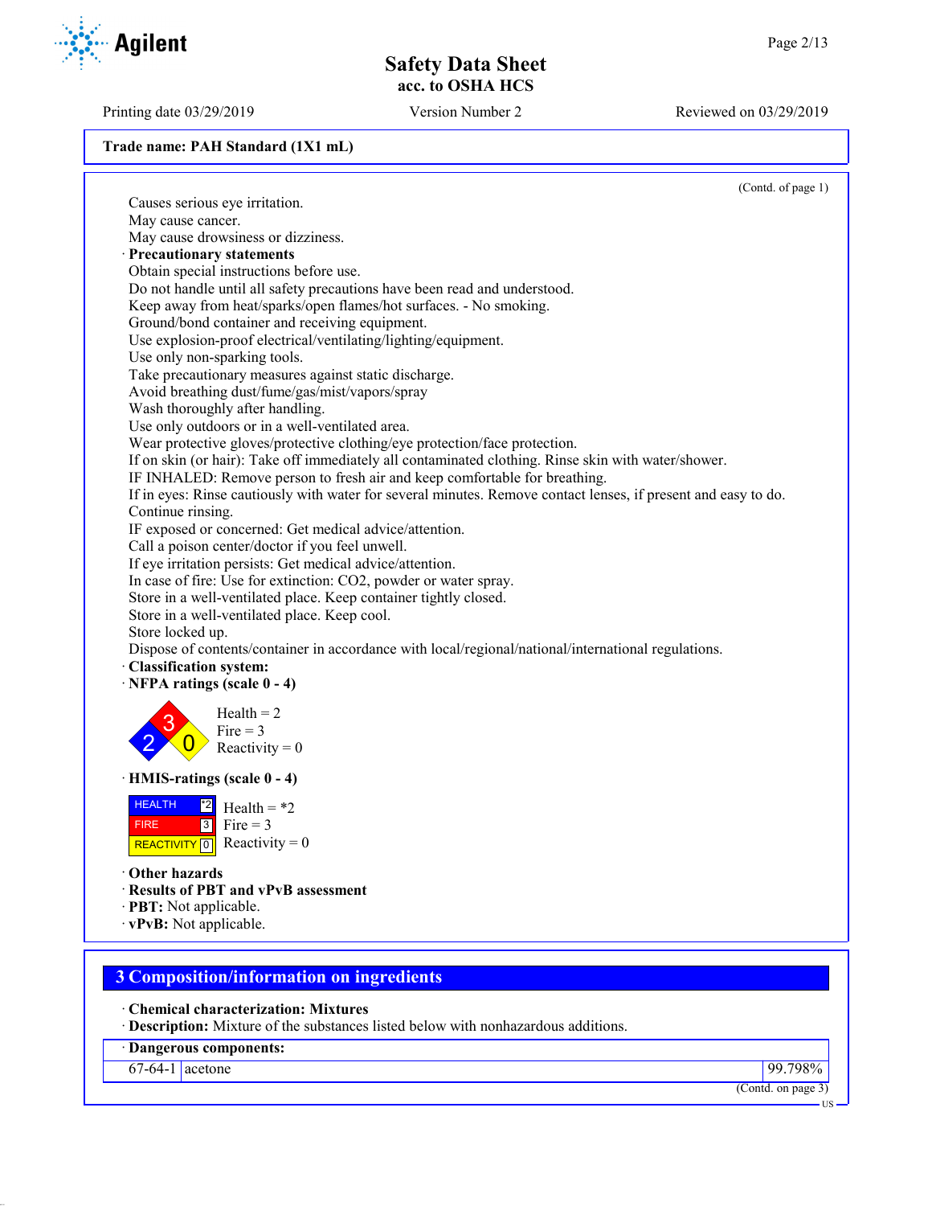(Contd. of page 1)

Causes serious eye irritation.
May cause cancer.
May cause drowsiness or dizziness.

· **Precautionary statements**

Obtain special instructions before use.
Do not handle until all safety precautions have been read and understood.
Keep away from heat/sparks/open flames/hot surfaces. - No smoking.
Ground/bond container and receiving equipment.
Use explosion-proof electrical/ventilating/lighting/equipment.
Use only non-sparking tools.
Take precautionary measures against static discharge.
Avoid breathing dust/fume/gas/mist/vapors/spray
Wash thoroughly after handling.
Use only outdoors or in a well-ventilated area.
Wear protective gloves/protective clothing/eye protection/face protection.
If on skin (or hair): Take off immediately all contaminated clothing. Rinse skin with water/shower.
IF INHALED: Remove person to fresh air and keep comfortable for breathing.
If in eyes: Rinse cautiously with water for several minutes. Remove contact lenses, if present and easy to do. Continue rinsing.
IF exposed or concerned: Get medical advice/attention.
Call a poison center/doctor if you feel unwell.
If eye irritation persists: Get medical advice/attention.
In case of fire: Use for extinction: $CO_2$, powder or water spray.
Store in a well-ventilated place. Keep container tightly closed.
Store in a well-ventilated place. Keep cool.
Store locked up.
Dispose of contents/container in accordance with local/regional/national/international regulations.

· **Classification system:**

· **NFPA ratings (scale 0 - 4)**

Health = 2
Fire = 3
Reactivity = 0

· **HMIS-ratings (scale 0 - 4)**

| | |
|---|---|
| HEALTH | *2 |
| FIRE | 3 |
| REACTIVITY | 0 |

Health = *2
Fire = 3
Reactivity = 0

· **Other hazards**

· **Results of PBT and vPvB assessment**

· **PBT:** Not applicable.

· **vPvB:** Not applicable.

## 3 Composition/information on ingredients

· **Chemical characterization: Mixtures**

· **Description:** Mixture of the substances listed below with nonhazardous additions.

· **Dangerous components:**

| | | |
|---|---|---|
| 67-64-1 | acetone | 99.798% |

(Contd. on page 3)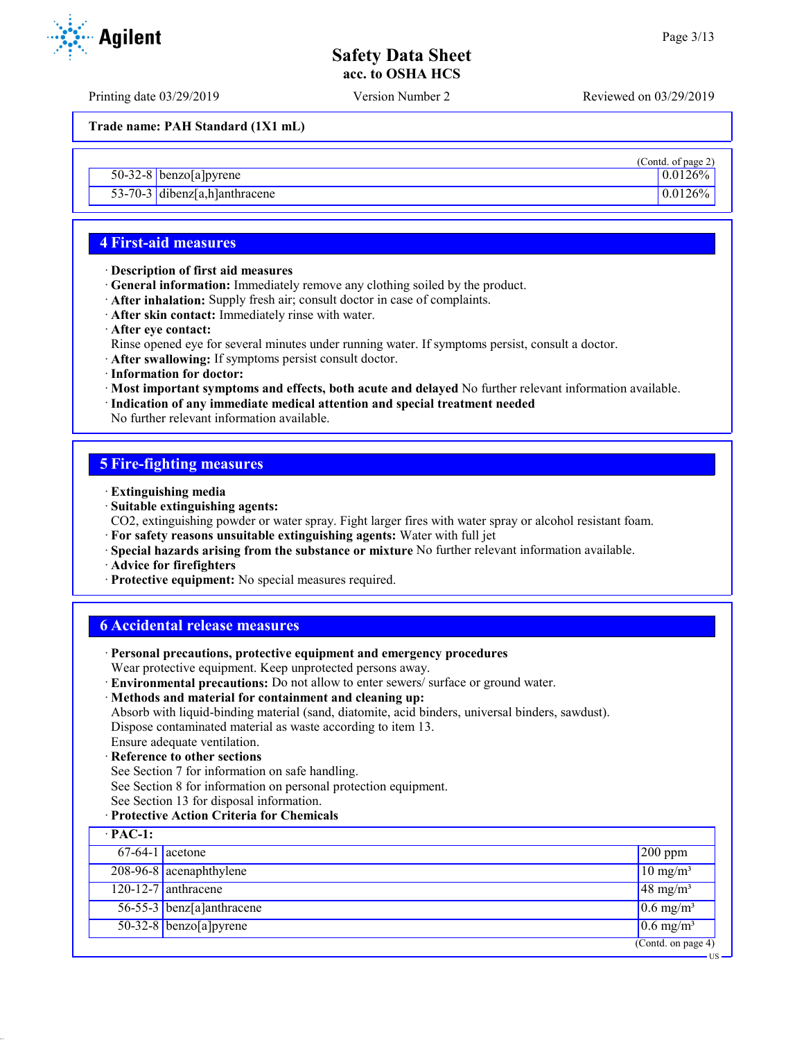Trade name: PAH Standard (1X1 mL)

(Contd. of page 2)

| | | |
|---|---|---|
| 50-32-8 | benzo[a]pyrene | 0.0126% |
| 53-70-3 | dibenz[a,h]anthracene | 0.0126% |

## 4 First-aid measures

· **Description of first aid measures**
· **General information:** Immediately remove any clothing soiled by the product.
· **After inhalation:** Supply fresh air; consult doctor in case of complaints.
· **After skin contact:** Immediately rinse with water.
· **After eye contact:**
Rinse opened eye for several minutes under running water. If symptoms persist, consult a doctor.
· **After swallowing:** If symptoms persist consult doctor.
· **Information for doctor:**
· **Most important symptoms and effects, both acute and delayed** No further relevant information available.
· **Indication of any immediate medical attention and special treatment needed**
No further relevant information available.

## 5 Fire-fighting measures

· **Extinguishing media**
· **Suitable extinguishing agents:**
$CO_2$, extinguishing powder or water spray. Fight larger fires with water spray or alcohol resistant foam.
· **For safety reasons unsuitable extinguishing agents:** Water with full jet
· **Special hazards arising from the substance or mixture** No further relevant information available.
· **Advice for firefighters**
· **Protective equipment:** No special measures required.

## 6 Accidental release measures

· **Personal precautions, protective equipment and emergency procedures**
Wear protective equipment. Keep unprotected persons away.
· **Environmental precautions:** Do not allow to enter sewers/ surface or ground water.
· **Methods and material for containment and cleaning up:**
Absorb with liquid-binding material (sand, diatomite, acid binders, universal binders, sawdust).
Dispose contaminated material as waste according to item 13.
Ensure adequate ventilation.
· **Reference to other sections**
See Section 7 for information on safe handling.
See Section 8 for information on personal protection equipment.
See Section 13 for disposal information.
· **Protective Action Criteria for Chemicals**

| · PAC-1: | | |
|---|---|---|
| 67-64-1 | acetone | 200 ppm |
| 208-96-8 | acenaphthylene | 10 mg/m³ |
| 120-12-7 | anthracene | 48 mg/m³ |
| 56-55-3 | benz[a]anthracene | 0.6 mg/m³ |
| 50-32-8 | benzo[a]pyrene | 0.6 mg/m³ |

(Contd. on page 4)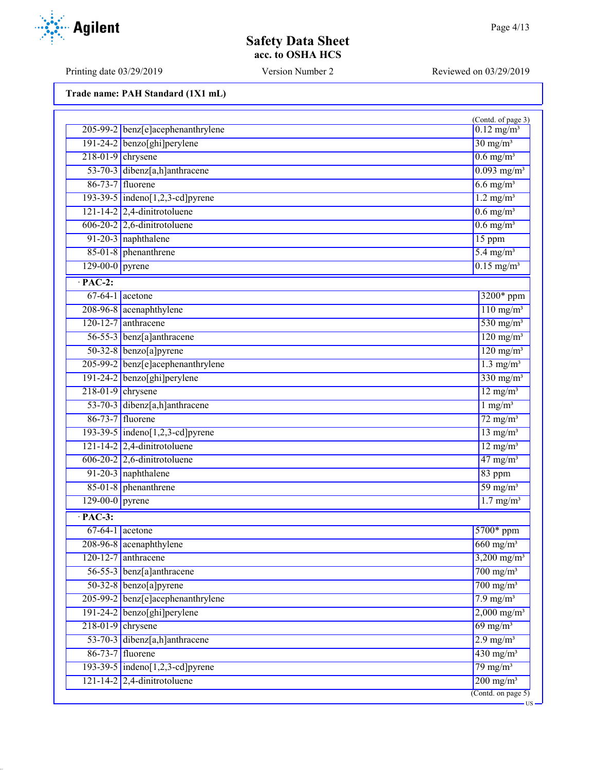**Trade name: PAH Standard (1X1 mL)**

(Contd. of page 3)

| | | |
|---|---|---|
| 205-99-2 | benz[e]acephenanthrylene | 0.12 mg/m³ |
| 191-24-2 | benzo[ghi]perylene | 30 mg/m³ |
| 218-01-9 | chrysene | 0.6 mg/m³ |
| 53-70-3 | dibenz[a,h]anthracene | 0.093 mg/m³ |
| 86-73-7 | fluorene | 6.6 mg/m³ |
| 193-39-5 | indeno[1,2,3-cd]pyrene | 1.2 mg/m³ |
| 121-14-2 | 2,4-dinitrotoluene | 0.6 mg/m³ |
| 606-20-2 | 2,6-dinitrotoluene | 0.6 mg/m³ |
| 91-20-3 | naphthalene | 15 ppm |
| 85-01-8 | phenanthrene | 5.4 mg/m³ |
| 129-00-0 | pyrene | 0.15 mg/m³ |

**· PAC-2:**

| | | |
|---|---|---|
| 67-64-1 | acetone | 3200* ppm |
| 208-96-8 | acenaphthylene | 110 mg/m³ |
| 120-12-7 | anthracene | 530 mg/m³ |
| 56-55-3 | benz[a]anthracene | 120 mg/m³ |
| 50-32-8 | benzo[a]pyrene | 120 mg/m³ |
| 205-99-2 | benz[e]acephenanthrylene | 1.3 mg/m³ |
| 191-24-2 | benzo[ghi]perylene | 330 mg/m³ |
| 218-01-9 | chrysene | 12 mg/m³ |
| 53-70-3 | dibenz[a,h]anthracene | 1 mg/m³ |
| 86-73-7 | fluorene | 72 mg/m³ |
| 193-39-5 | indeno[1,2,3-cd]pyrene | 13 mg/m³ |
| 121-14-2 | 2,4-dinitrotoluene | 12 mg/m³ |
| 606-20-2 | 2,6-dinitrotoluene | 47 mg/m³ |
| 91-20-3 | naphthalene | 83 ppm |
| 85-01-8 | phenanthrene | 59 mg/m³ |
| 129-00-0 | pyrene | 1.7 mg/m³ |

**· PAC-3:**

| | | |
|---|---|---|
| 67-64-1 | acetone | 5700* ppm |
| 208-96-8 | acenaphthylene | 660 mg/m³ |
| 120-12-7 | anthracene | 3,200 mg/m³ |
| 56-55-3 | benz[a]anthracene | 700 mg/m³ |
| 50-32-8 | benzo[a]pyrene | 700 mg/m³ |
| 205-99-2 | benz[e]acephenanthrylene | 7.9 mg/m³ |
| 191-24-2 | benzo[ghi]perylene | 2,000 mg/m³ |
| 218-01-9 | chrysene | 69 mg/m³ |
| 53-70-3 | dibenz[a,h]anthracene | 2.9 mg/m³ |
| 86-73-7 | fluorene | 430 mg/m³ |
| 193-39-5 | indeno[1,2,3-cd]pyrene | 79 mg/m³ |
| 121-14-2 | 2,4-dinitrotoluene | 200 mg/m³ |

(Contd. on page 5)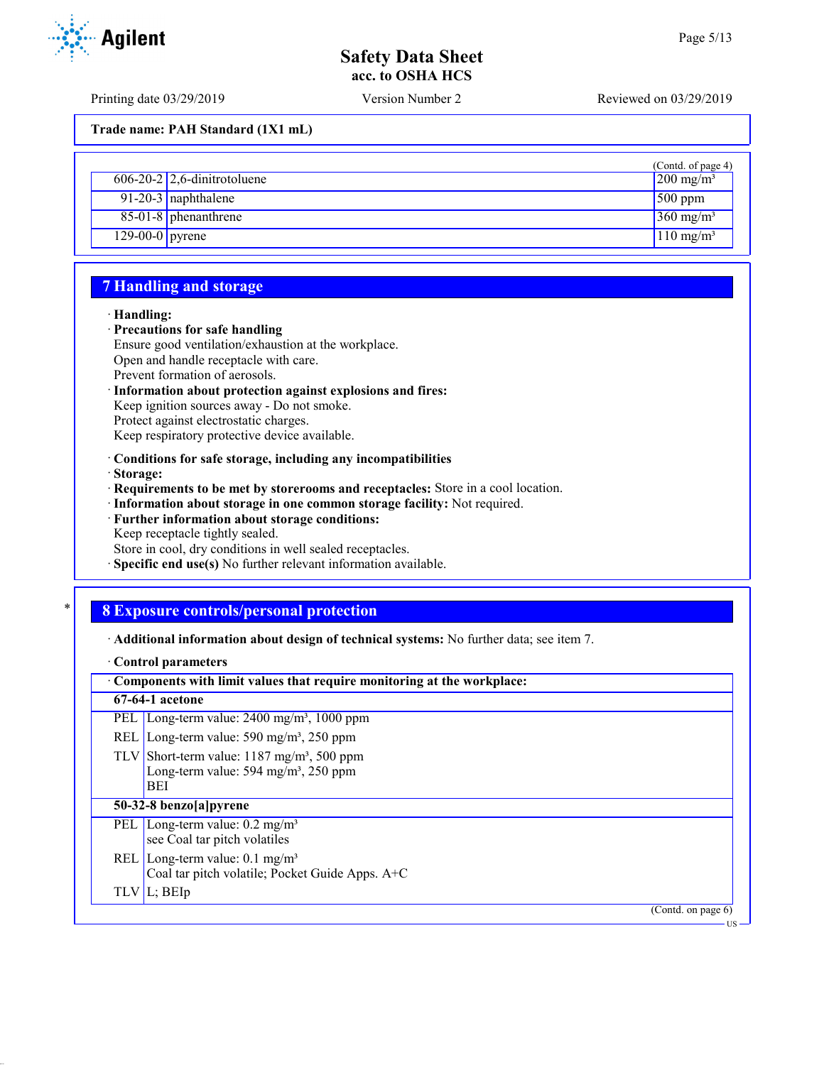Trade name: PAH Standard (1X1 mL)

(Contd. of page 4)

| | | |
|---|---|---|
| 606-20-2 | 2,6-dinitrotoluene | 200 mg/m³ |
| 91-20-3 | naphthalene | 500 ppm |
| 85-01-8 | phenanthrene | 360 mg/m³ |
| 129-00-0 | pyrene | 110 mg/m³ |

## 7 Handling and storage

· **Handling:**
· **Precautions for safe handling**
Ensure good ventilation/exhaustion at the workplace.
Open and handle receptacle with care.
Prevent formation of aerosols.
· **Information about protection against explosions and fires:**
Keep ignition sources away - Do not smoke.
Protect against electrostatic charges.
Keep respiratory protective device available.

· **Conditions for safe storage, including any incompatibilities**
· **Storage:**
· **Requirements to be met by storerooms and receptacles:** Store in a cool location.
· **Information about storage in one common storage facility:** Not required.
· **Further information about storage conditions:**
Keep receptacle tightly sealed.
Store in cool, dry conditions in well sealed receptacles.
· **Specific end use(s)** No further relevant information available.

\*

## 8 Exposure controls/personal protection

· **Additional information about design of technical systems:** No further data; see item 7.

· **Control parameters**

| · Components with limit values that require monitoring at the workplace: | |
|---|---|
| **67-64-1 acetone** | |
| PEL | Long-term value: 2400 mg/m³, 1000 ppm |
| REL | Long-term value: 590 mg/m³, 250 ppm |
| TLV | Short-term value: 1187 mg/m³, 500 ppm<br>Long-term value: 594 mg/m³, 250 ppm<br>BEI |
| **50-32-8 benzo[a]pyrene** | |
| PEL | Long-term value: 0.2 mg/m³<br>see Coal tar pitch volatiles |
| REL | Long-term value: 0.1 mg/m³<br>Coal tar pitch volatile; Pocket Guide Apps. A+C |
| TLV | L; BEIp |

(Contd. on page 6)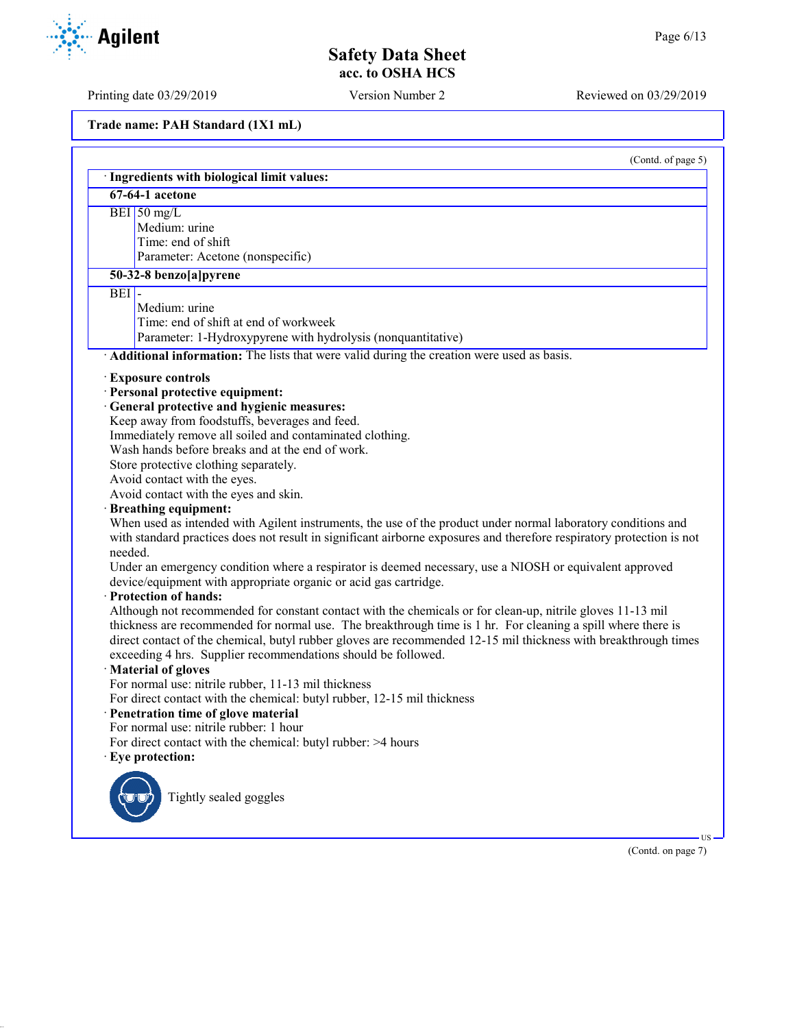**Trade name: PAH Standard (1X1 mL)**

(Contd. of page 5)

· **Ingredients with biological limit values:**

| **67-64-1 acetone** | |
|---|---|
| BEI | 50 mg/L<br>Medium: urine<br>Time: end of shift<br>Parameter: Acetone (nonspecific) |
| **50-32-8 benzo[a]pyrene** | |
| BEI | -<br>Medium: urine<br>Time: end of shift at end of workweek<br>Parameter: 1-Hydroxypyrene with hydrolysis (nonquantitative) |

· **Additional information:** The lists that were valid during the creation were used as basis.

· **Exposure controls**
· **Personal protective equipment:**
· **General protective and hygienic measures:**
Keep away from foodstuffs, beverages and feed.
Immediately remove all soiled and contaminated clothing.
Wash hands before breaks and at the end of work.
Store protective clothing separately.
Avoid contact with the eyes.
Avoid contact with the eyes and skin.
· **Breathing equipment:**
When used as intended with Agilent instruments, the use of the product under normal laboratory conditions and with standard practices does not result in significant airborne exposures and therefore respiratory protection is not needed.
Under an emergency condition where a respirator is deemed necessary, use a NIOSH or equivalent approved device/equipment with appropriate organic or acid gas cartridge.
· **Protection of hands:**
Although not recommended for constant contact with the chemicals or for clean-up, nitrile gloves 11-13 mil thickness are recommended for normal use. The breakthrough time is 1 hr. For cleaning a spill where there is direct contact of the chemical, butyl rubber gloves are recommended 12-15 mil thickness with breakthrough times exceeding 4 hrs. Supplier recommendations should be followed.
· **Material of gloves**
For normal use: nitrile rubber, 11-13 mil thickness
For direct contact with the chemical: butyl rubber, 12-15 mil thickness
· **Penetration time of glove material**
For normal use: nitrile rubber: 1 hour
For direct contact with the chemical: butyl rubber: >4 hours
· **Eye protection:**

Tightly sealed goggles

(Contd. on page 7)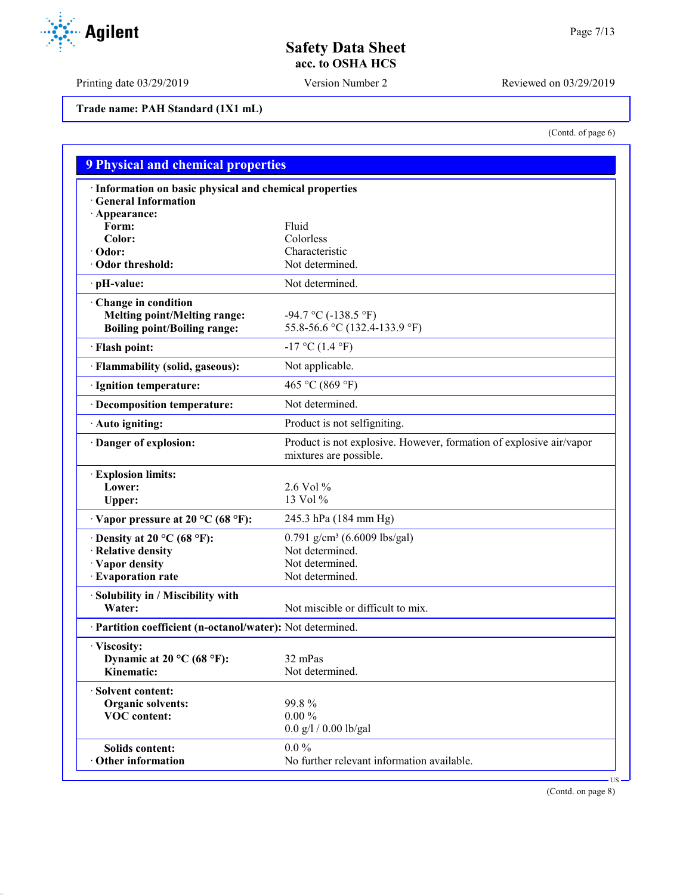Printing date 03/29/2019 | Version Number 2 | Reviewed on 03/29/2019

**Trade name: PAH Standard (1X1 mL)**

(Contd. of page 6)

## 9 Physical and chemical properties

| | |
|---|---|
| **· Information on basic physical and chemical properties** | |
| **· General Information** | |
| **· Appearance:** | |
| **Form:** | Fluid |
| **Color:** | Colorless |
| **· Odor:** | Characteristic |
| **· Odor threshold:** | Not determined. |
| **· pH-value:** | Not determined. |
| **· Change in condition** | |
| **Melting point/Melting range:** | -94.7 °C (-138.5 °F) |
| **Boiling point/Boiling range:** | 55.8-56.6 °C (132.4-133.9 °F) |
| **· Flash point:** | -17 °C (1.4 °F) |
| **· Flammability (solid, gaseous):** | Not applicable. |
| **· Ignition temperature:** | 465 °C (869 °F) |
| **· Decomposition temperature:** | Not determined. |
| **· Auto igniting:** | Product is not selfigniting. |
| **· Danger of explosion:** | Product is not explosive. However, formation of explosive air/vapor mixtures are possible. |
| **· Explosion limits:** | |
| **Lower:** | 2.6 Vol % |
| **Upper:** | 13 Vol % |
| **· Vapor pressure at 20 °C (68 °F):** | 245.3 hPa (184 mm Hg) |
| **· Density at 20 °C (68 °F):** | 0.791 g/cm³ (6.6009 lbs/gal) |
| **· Relative density** | Not determined. |
| **· Vapor density** | Not determined. |
| **· Evaporation rate** | Not determined. |
| **· Solubility in / Miscibility with** | |
| **Water:** | Not miscible or difficult to mix. |
| **· Partition coefficient (n-octanol/water):** | Not determined. |
| **· Viscosity:** | |
| **Dynamic at 20 °C (68 °F):** | 32 mPas |
| **Kinematic:** | Not determined. |
| **· Solvent content:** | |
| **Organic solvents:** | 99.8 % |
| **VOC content:** | 0.00 % |
| | 0.0 g/l / 0.00 lb/gal |
| **Solids content:** | 0.0 % |
| **· Other information** | No further relevant information available. |

(Contd. on page 8)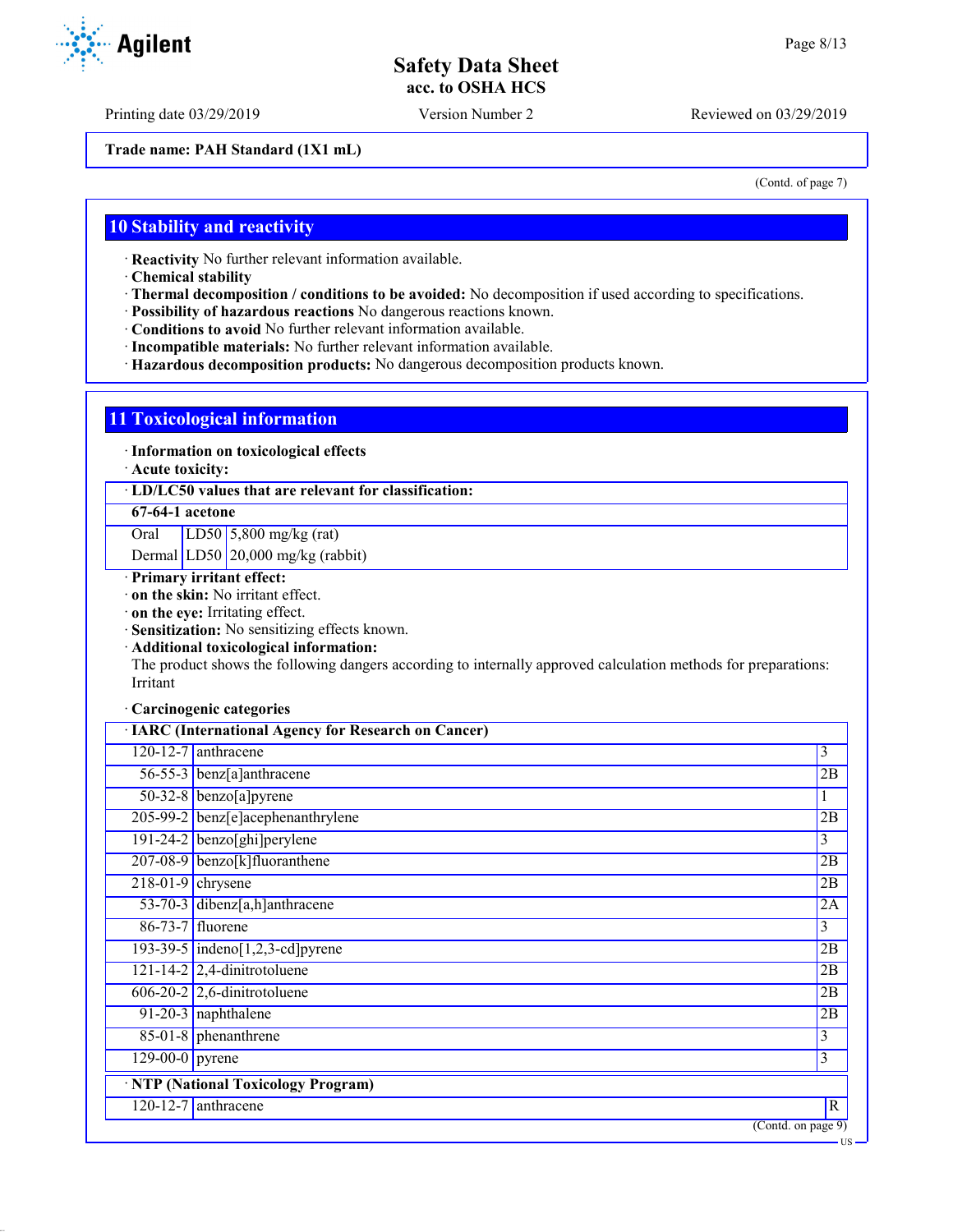Trade name: PAH Standard (1X1 mL)

(Contd. of page 7)

## 10 Stability and reactivity

· **Reactivity** No further relevant information available.
· **Chemical stability**
· **Thermal decomposition / conditions to be avoided:** No decomposition if used according to specifications.
· **Possibility of hazardous reactions** No dangerous reactions known.
· **Conditions to avoid** No further relevant information available.
· **Incompatible materials:** No further relevant information available.
· **Hazardous decomposition products:** No dangerous decomposition products known.

## 11 Toxicological information

· **Information on toxicological effects**
· **Acute toxicity:**

| · **LD/LC50 values that are relevant for classification:** | | |
|---|---|---|
| **67-64-1 acetone** | | |
| Oral | LD50 | 5,800 mg/kg (rat) |
| Dermal | LD50 | 20,000 mg/kg (rabbit) |

· **Primary irritant effect:**
· **on the skin:** No irritant effect.
· **on the eye:** Irritating effect.
· **Sensitization:** No sensitizing effects known.
· **Additional toxicological information:**
The product shows the following dangers according to internally approved calculation methods for preparations:
Irritant

· **Carcinogenic categories**

| · **IARC (International Agency for Research on Cancer)** | | |
|---|---|---|
| 120-12-7 | anthracene | 3 |
| 56-55-3 | benz[a]anthracene | 2B |
| 50-32-8 | benzo[a]pyrene | 1 |
| 205-99-2 | benz[e]acephenanthrylene | 2B |
| 191-24-2 | benzo[ghi]perylene | 3 |
| 207-08-9 | benzo[k]fluoranthene | 2B |
| 218-01-9 | chrysene | 2B |
| 53-70-3 | dibenz[a,h]anthracene | 2A |
| 86-73-7 | fluorene | 3 |
| 193-39-5 | indeno[1,2,3-cd]pyrene | 2B |
| 121-14-2 | 2,4-dinitrotoluene | 2B |
| 606-20-2 | 2,6-dinitrotoluene | 2B |
| 91-20-3 | naphthalene | 2B |
| 85-01-8 | phenanthrene | 3 |
| 129-00-0 | pyrene | 3 |

| · **NTP (National Toxicology Program)** | | |
|---|---|---|
| 120-12-7 | anthracene | R |

(Contd. on page 9)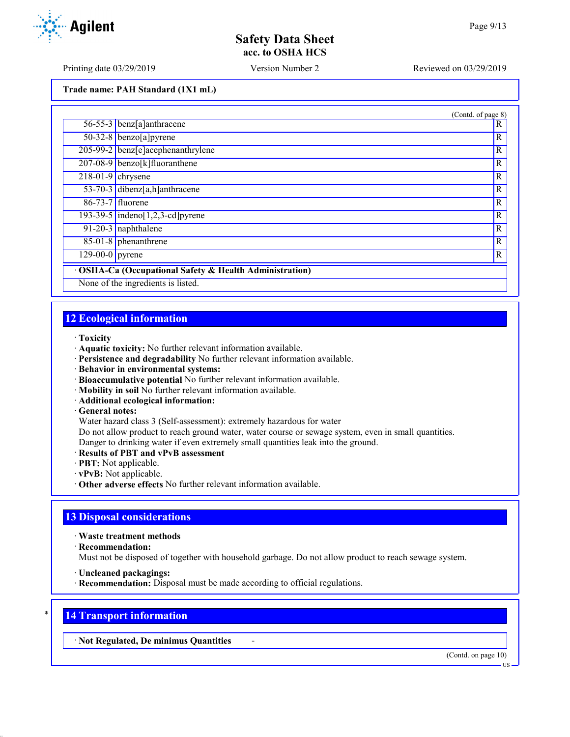Trade name: PAH Standard (1X1 mL)

(Contd. of page 8)

| | | |
|---|---|---|
| 56-55-3 | benz[a]anthracene | R |
| 50-32-8 | benzo[a]pyrene | R |
| 205-99-2 | benz[e]acephenanthrylene | R |
| 207-08-9 | benzo[k]fluoranthene | R |
| 218-01-9 | chrysene | R |
| 53-70-3 | dibenz[a,h]anthracene | R |
| 86-73-7 | fluorene | R |
| 193-39-5 | indeno[1,2,3-cd]pyrene | R |
| 91-20-3 | naphthalene | R |
| 85-01-8 | phenanthrene | R |
| 129-00-0 | pyrene | R |

· **OSHA-Ca (Occupational Safety & Health Administration)**

None of the ingredients is listed.

## 12 Ecological information

· **Toxicity**
· **Aquatic toxicity:** No further relevant information available.
· **Persistence and degradability** No further relevant information available.
· **Behavior in environmental systems:**
· **Bioaccumulative potential** No further relevant information available.
· **Mobility in soil** No further relevant information available.
· **Additional ecological information:**
· **General notes:**
Water hazard class 3 (Self-assessment): extremely hazardous for water
Do not allow product to reach ground water, water course or sewage system, even in small quantities.
Danger to drinking water if even extremely small quantities leak into the ground.
· **Results of PBT and vPvB assessment**
· **PBT:** Not applicable.
· **vPvB:** Not applicable.
· **Other adverse effects** No further relevant information available.

## 13 Disposal considerations

· **Waste treatment methods**
· **Recommendation:**
Must not be disposed of together with household garbage. Do not allow product to reach sewage system.

· **Uncleaned packagings:**
· **Recommendation:** Disposal must be made according to official regulations.

## 14 Transport information

· **Not Regulated, De minimus Quantities** -

(Contd. on page 10)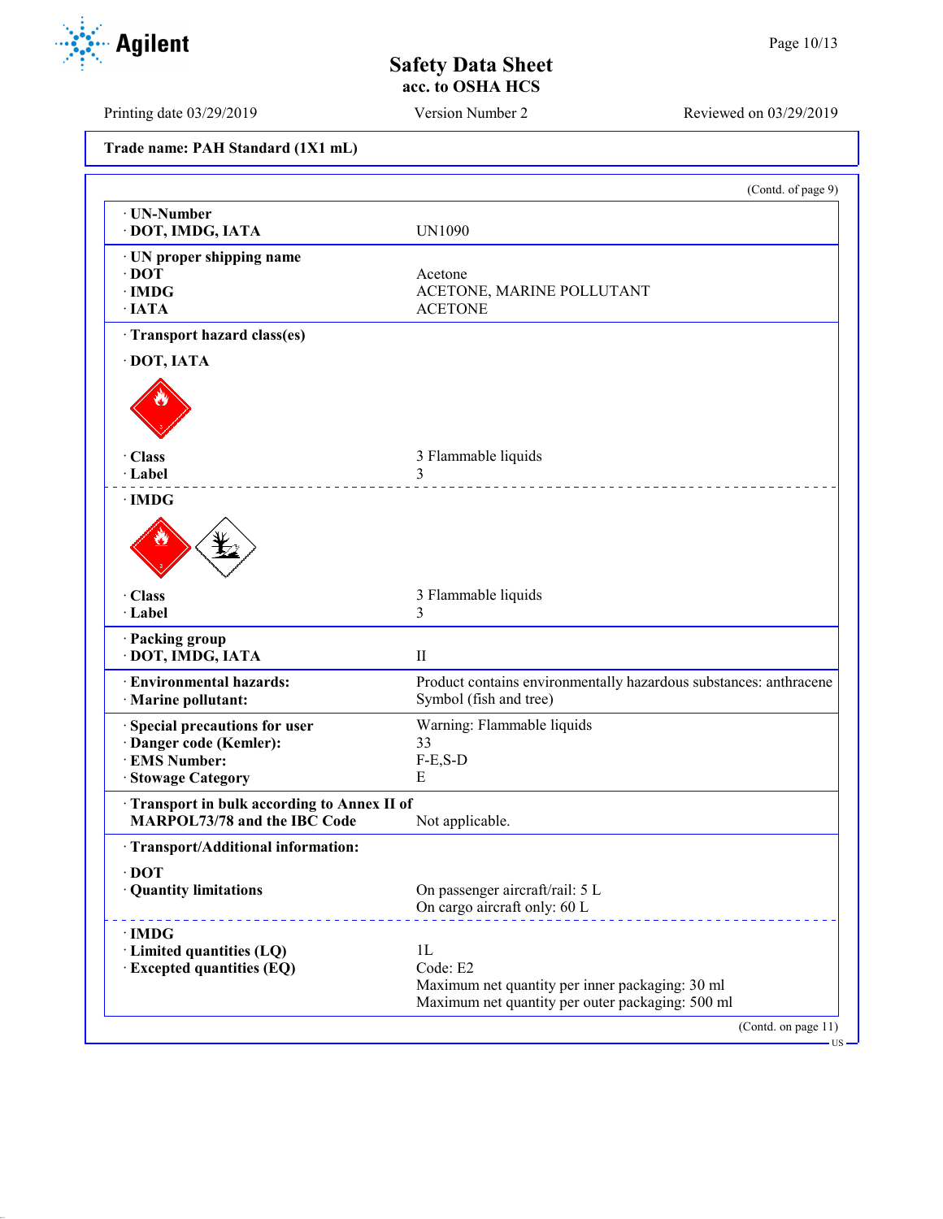Printing date 03/29/2019 Version Number 2 Reviewed on 03/29/2019

**Trade name: PAH Standard (1X1 mL)**

(Contd. of page 9)

| | |
|---|---|
| · **UN-Number** | |
| · **DOT, IMDG, IATA** | UN1090 |
| · **UN proper shipping name** | |
| · **DOT** | Acetone |
| · **IMDG** | ACETONE, MARINE POLLUTANT |
| · **IATA** | ACETONE |
| · **Transport hazard class(es)** | |
| · **DOT, IATA** | |
| · **Class** | 3 Flammable liquids |
| · **Label** | 3 |
| · **IMDG** | |
| · **Class** | 3 Flammable liquids |
| · **Label** | 3 |
| · **Packing group** | |
| · **DOT, IMDG, IATA** | II |
| · **Environmental hazards:** | Product contains environmentally hazardous substances: anthracene |
| · **Marine pollutant:** | Symbol (fish and tree) |
| · **Special precautions for user** | Warning: Flammable liquids |
| · **Danger code (Kemler):** | 33 |
| · **EMS Number:** | F-E,S-D |
| · **Stowage Category** | E |
| · **Transport in bulk according to Annex II of MARPOL73/78 and the IBC Code** | Not applicable. |
| · **Transport/Additional information:** | |
| · **DOT** | |
| · **Quantity limitations** | On passenger aircraft/rail: 5 L<br>On cargo aircraft only: 60 L |
| · **IMDG** | |
| · **Limited quantities (LQ)** | 1L |
| · **Excepted quantities (EQ)** | Code: E2<br>Maximum net quantity per inner packaging: 30 ml<br>Maximum net quantity per outer packaging: 500 ml |

(Contd. on page 11)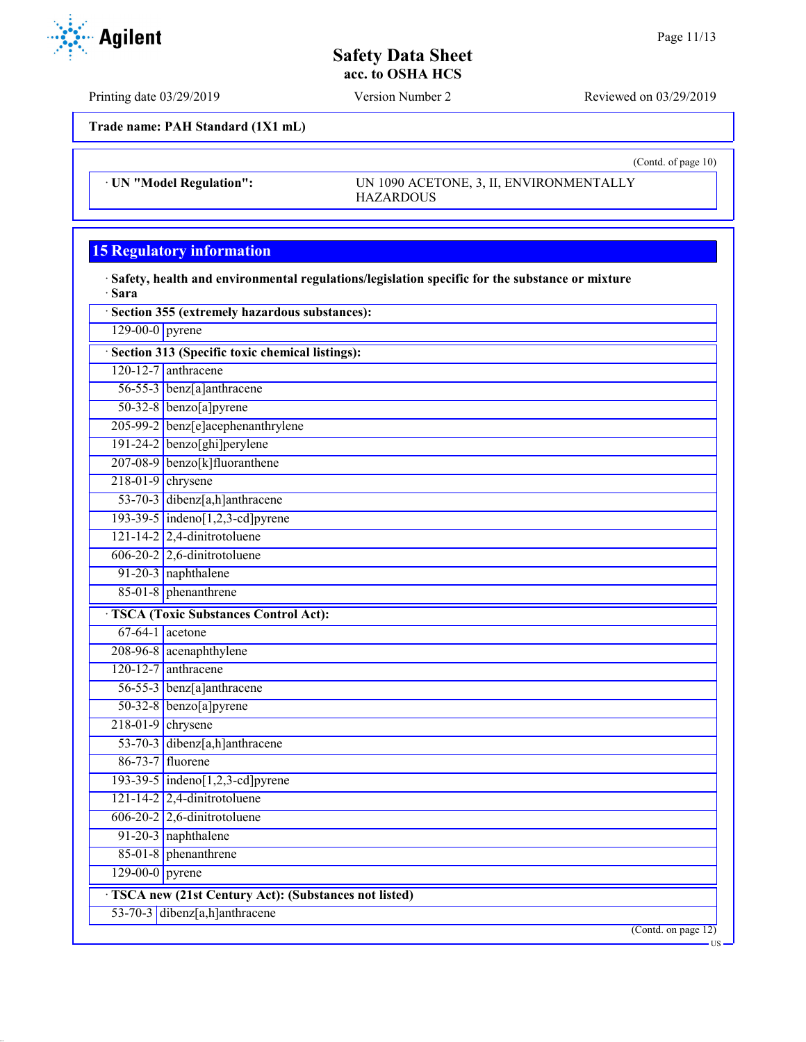Trade name: PAH Standard (1X1 mL)

(Contd. of page 10)

| · UN "Model Regulation": | UN 1090 ACETONE, 3, II, ENVIRONMENTALLY HAZARDOUS |
|---|---|

## 15 Regulatory information

· **Safety, health and environmental regulations/legislation specific for the substance or mixture**
· **Sara**

| · Section 355 (extremely hazardous substances): | |
|---|---|
| 129-00-0 | pyrene |

| · Section 313 (Specific toxic chemical listings): | |
|---|---|
| 120-12-7 | anthracene |
| 56-55-3 | benz[a]anthracene |
| 50-32-8 | benzo[a]pyrene |
| 205-99-2 | benz[e]acephenanthrylene |
| 191-24-2 | benzo[ghi]perylene |
| 207-08-9 | benzo[k]fluoranthene |
| 218-01-9 | chrysene |
| 53-70-3 | dibenz[a,h]anthracene |
| 193-39-5 | indeno[1,2,3-cd]pyrene |
| 121-14-2 | 2,4-dinitrotoluene |
| 606-20-2 | 2,6-dinitrotoluene |
| 91-20-3 | naphthalene |
| 85-01-8 | phenanthrene |

| · TSCA (Toxic Substances Control Act): | |
|---|---|
| 67-64-1 | acetone |
| 208-96-8 | acenaphthylene |
| 120-12-7 | anthracene |
| 56-55-3 | benz[a]anthracene |
| 50-32-8 | benzo[a]pyrene |
| 218-01-9 | chrysene |
| 53-70-3 | dibenz[a,h]anthracene |
| 86-73-7 | fluorene |
| 193-39-5 | indeno[1,2,3-cd]pyrene |
| 121-14-2 | 2,4-dinitrotoluene |
| 606-20-2 | 2,6-dinitrotoluene |
| 91-20-3 | naphthalene |
| 85-01-8 | phenanthrene |
| 129-00-0 | pyrene |

| · TSCA new (21st Century Act): (Substances not listed) | |
|---|---|
| 53-70-3 | dibenz[a,h]anthracene |

(Contd. on page 12)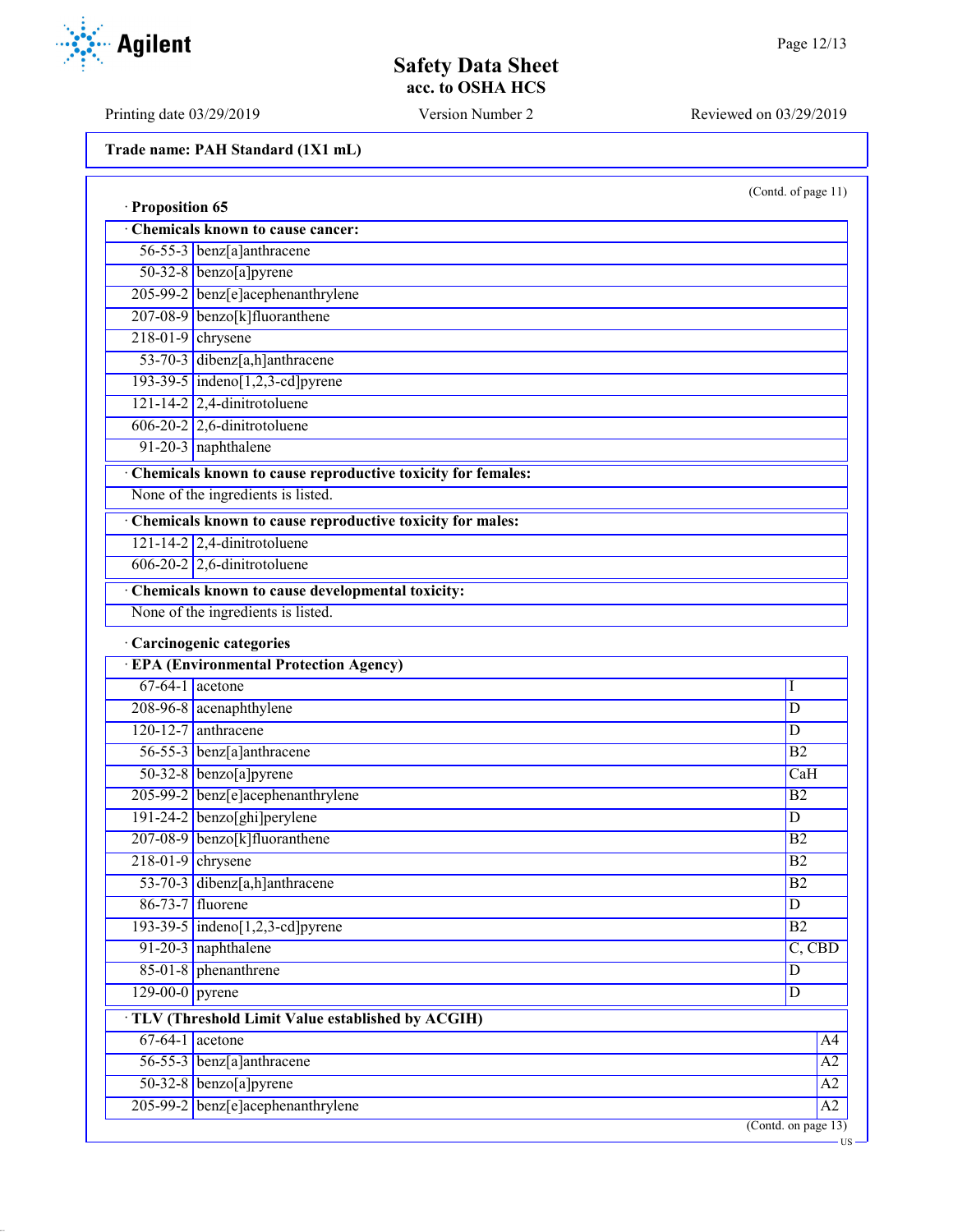Trade name: PAH Standard (1X1 mL)

(Contd. of page 11)

· **Proposition 65**

| · **Chemicals known to cause cancer:** | |
|---|---|
| 56-55-3 | benz[a]anthracene |
| 50-32-8 | benzo[a]pyrene |
| 205-99-2 | benz[e]acephenanthrylene |
| 207-08-9 | benzo[k]fluoranthene |
| 218-01-9 | chrysene |
| 53-70-3 | dibenz[a,h]anthracene |
| 193-39-5 | indeno[1,2,3-cd]pyrene |
| 121-14-2 | 2,4-dinitrotoluene |
| 606-20-2 | 2,6-dinitrotoluene |
| 91-20-3 | naphthalene |

| · **Chemicals known to cause reproductive toxicity for females:** |
|---|
| None of the ingredients is listed. |

| · **Chemicals known to cause reproductive toxicity for males:** | |
|---|---|
| 121-14-2 | 2,4-dinitrotoluene |
| 606-20-2 | 2,6-dinitrotoluene |

| · **Chemicals known to cause developmental toxicity:** |
|---|
| None of the ingredients is listed. |

· **Carcinogenic categories**

| · **EPA (Environmental Protection Agency)** | | |
|---|---|---|
| 67-64-1 | acetone | I |
| 208-96-8 | acenaphthylene | D |
| 120-12-7 | anthracene | D |
| 56-55-3 | benz[a]anthracene | B2 |
| 50-32-8 | benzo[a]pyrene | CaH |
| 205-99-2 | benz[e]acephenanthrylene | B2 |
| 191-24-2 | benzo[ghi]perylene | D |
| 207-08-9 | benzo[k]fluoranthene | B2 |
| 218-01-9 | chrysene | B2 |
| 53-70-3 | dibenz[a,h]anthracene | B2 |
| 86-73-7 | fluorene | D |
| 193-39-5 | indeno[1,2,3-cd]pyrene | B2 |
| 91-20-3 | naphthalene | C, CBD |
| 85-01-8 | phenanthrene | D |
| 129-00-0 | pyrene | D |

| · **TLV (Threshold Limit Value established by ACGIH)** | | |
|---|---|---|
| 67-64-1 | acetone | A4 |
| 56-55-3 | benz[a]anthracene | A2 |
| 50-32-8 | benzo[a]pyrene | A2 |
| 205-99-2 | benz[e]acephenanthrylene | A2 |

(Contd. on page 13)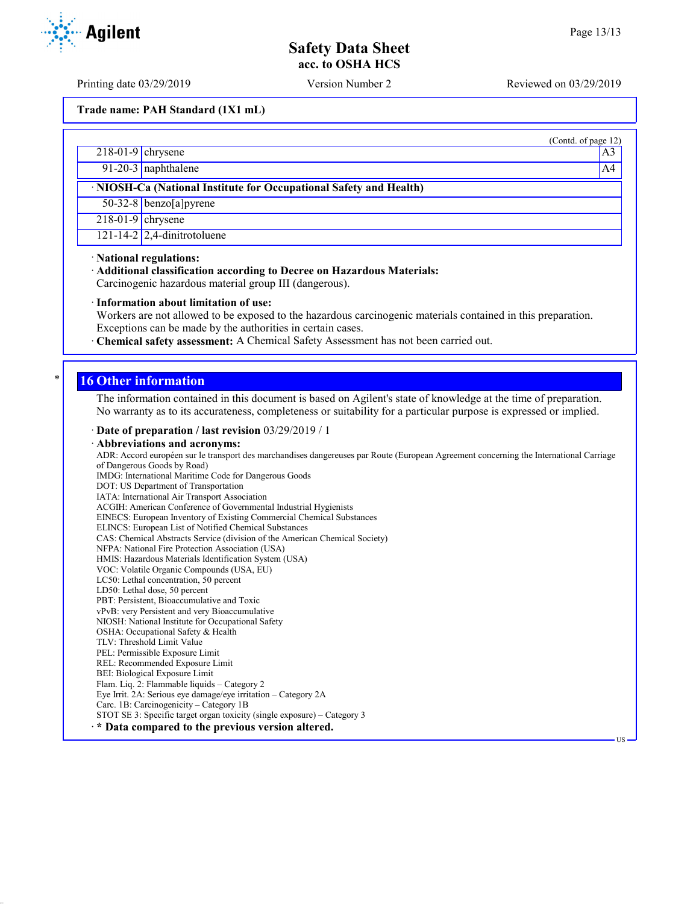Trade name: PAH Standard (1X1 mL)

(Contd. of page 12)

| | | |
|---|---|---|
| 218-01-9 | chrysene | A3 |
| 91-20-3 | naphthalene | A4 |

· **NIOSH-Ca (National Institute for Occupational Safety and Health)**

| | |
|---|---|
| 50-32-8 | benzo[a]pyrene |
| 218-01-9 | chrysene |
| 121-14-2 | 2,4-dinitrotoluene |

· **National regulations:**

· **Additional classification according to Decree on Hazardous Materials:**
Carcinogenic hazardous material group III (dangerous).

· **Information about limitation of use:**
Workers are not allowed to be exposed to the hazardous carcinogenic materials contained in this preparation. Exceptions can be made by the authorities in certain cases.

· **Chemical safety assessment:** A Chemical Safety Assessment has not been carried out.

## * 16 Other information

The information contained in this document is based on Agilent's state of knowledge at the time of preparation. No warranty as to its accurateness, completeness or suitability for a particular purpose is expressed or implied.

· **Date of preparation / last revision** 03/29/2019 / 1

· **Abbreviations and acronyms:**

ADR: Accord européen sur le transport des marchandises dangereuses par Route (European Agreement concerning the International Carriage of Dangerous Goods by Road)
IMDG: International Maritime Code for Dangerous Goods
DOT: US Department of Transportation
IATA: International Air Transport Association
ACGIH: American Conference of Governmental Industrial Hygienists
EINECS: European Inventory of Existing Commercial Chemical Substances
ELINCS: European List of Notified Chemical Substances
CAS: Chemical Abstracts Service (division of the American Chemical Society)
NFPA: National Fire Protection Association (USA)
HMIS: Hazardous Materials Identification System (USA)
VOC: Volatile Organic Compounds (USA, EU)
LC50: Lethal concentration, 50 percent
LD50: Lethal dose, 50 percent
PBT: Persistent, Bioaccumulative and Toxic
vPvB: very Persistent and very Bioaccumulative
NIOSH: National Institute for Occupational Safety
OSHA: Occupational Safety & Health
TLV: Threshold Limit Value
PEL: Permissible Exposure Limit
REL: Recommended Exposure Limit
BEI: Biological Exposure Limit
Flam. Liq. 2: Flammable liquids – Category 2
Eye Irrit. 2A: Serious eye damage/eye irritation – Category 2A
Carc. 1B: Carcinogenicity – Category 1B
STOT SE 3: Specific target organ toxicity (single exposure) – Category 3

· **\* Data compared to the previous version altered.**